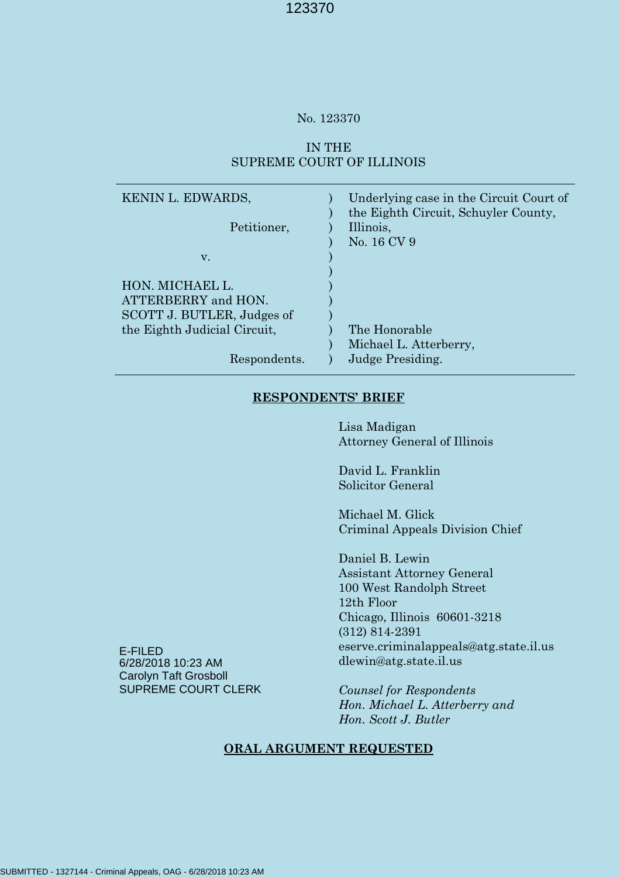No. 123370

IN THE
SUPREME COURT OF ILLINOIS

| | | |
|---|---|---|
| KENIN L. EDWARDS,<br><br>Petitioner,<br><br>v.<br><br>HON. MICHAEL L. ATTERBERRY and HON. SCOTT J. BUTLER, Judges of the Eighth Judicial Circuit,<br><br>Respondents. | ) | Underlying case in the Circuit Court of the Eighth Circuit, Schuyler County, Illinois,<br>No. 16 CV 9<br><br>The Honorable Michael L. Atterberry, Judge Presiding. |

**RESPONDENTS' BRIEF**

Lisa Madigan
Attorney General of Illinois

David L. Franklin
Solicitor General

Michael M. Glick
Criminal Appeals Division Chief

Daniel B. Lewin
Assistant Attorney General
100 West Randolph Street
12th Floor
Chicago, Illinois 60601-3218
(312) 814-2391
eserve.criminalappeals@atg.state.il.us
dlewin@atg.state.il.us

*Counsel for Respondents Hon. Michael L. Atterberry and Hon. Scott J. Butler*

E-FILED
6/28/2018 10:23 AM
Carolyn Taft Grosboll
SUPREME COURT CLERK

**ORAL ARGUMENT REQUESTED**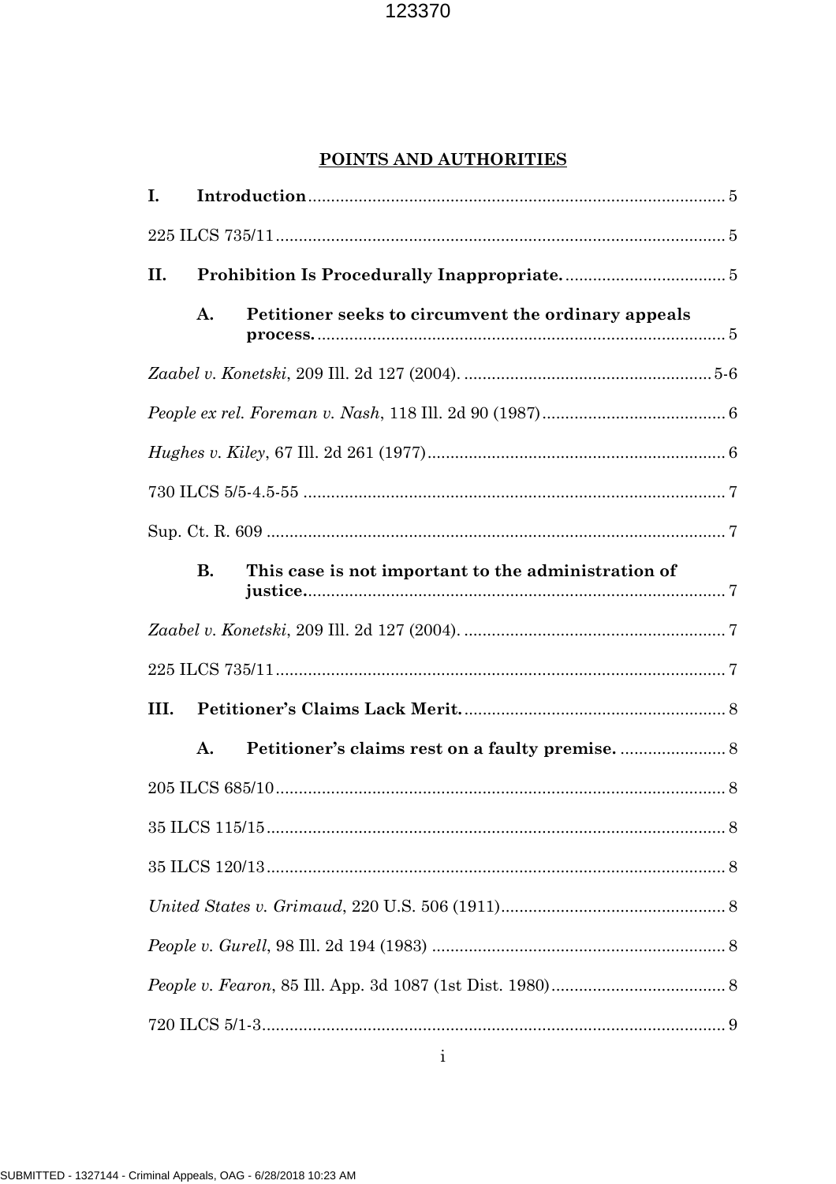## POINTS AND AUTHORITIES

**I. Introduction** .......... 5

225 ILCS 735/11 .......... 5

**II. Prohibition Is Procedurally Inappropriate.** .......... 5

**A. Petitioner seeks to circumvent the ordinary appeals process.** .......... 5

*Zaabel v. Konetski*, 209 Ill. 2d 127 (2004). .......... 5-6

*People ex rel. Foreman v. Nash*, 118 Ill. 2d 90 (1987) .......... 6

*Hughes v. Kiley*, 67 Ill. 2d 261 (1977) .......... 6

730 ILCS 5/5-4.5-55 .......... 7

Sup. Ct. R. 609 .......... 7

**B. This case is not important to the administration of justice.** .......... 7

*Zaabel v. Konetski*, 209 Ill. 2d 127 (2004). .......... 7

225 ILCS 735/11 .......... 7

**III. Petitioner's Claims Lack Merit.** .......... 8

**A. Petitioner's claims rest on a faulty premise.** .......... 8

205 ILCS 685/10 .......... 8

35 ILCS 115/15 .......... 8

35 ILCS 120/13 .......... 8

*United States v. Grimaud*, 220 U.S. 506 (1911) .......... 8

*People v. Gurell*, 98 Ill. 2d 194 (1983) .......... 8

*People v. Fearon*, 85 Ill. App. 3d 1087 (1st Dist. 1980) .......... 8

720 ILCS 5/1-3 .......... 9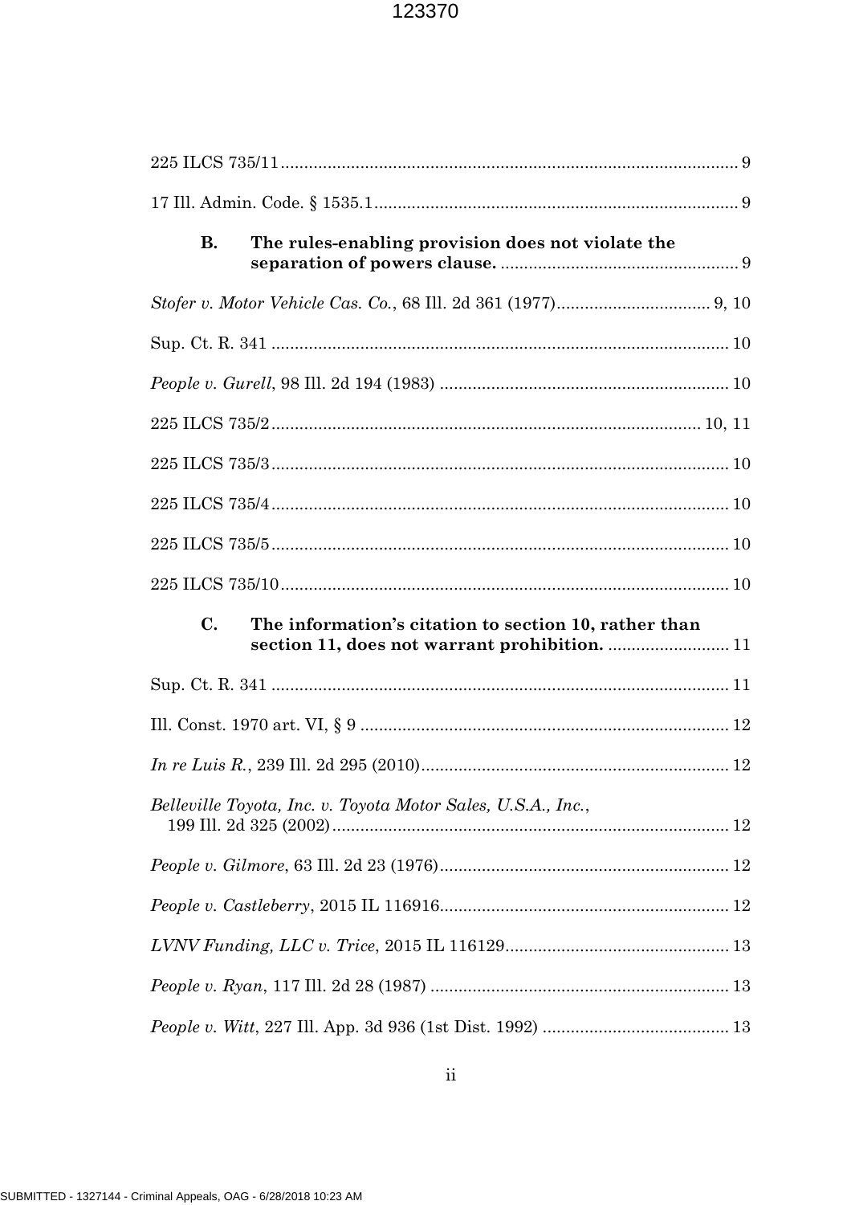225 ILCS 735/11 .................................................................................................. 9

17 Ill. Admin. Code. § 1535.1 .............................................................................. 9

**B. The rules-enabling provision does not violate the separation of powers clause.** .................................................... 9

*Stofer v. Motor Vehicle Cas. Co.*, 68 Ill. 2d 361 (1977) ................................. 9, 10

Sup. Ct. R. 341 .................................................................................................. 10

*People v. Gurell*, 98 Ill. 2d 194 (1983) .............................................................. 10

225 ILCS 735/2 ............................................................................................ 10, 11

225 ILCS 735/3 .................................................................................................. 10

225 ILCS 735/4 .................................................................................................. 10

225 ILCS 735/5 .................................................................................................. 10

225 ILCS 735/10 ................................................................................................ 10

**C. The information's citation to section 10, rather than section 11, does not warrant prohibition.** .......................... 11

Sup. Ct. R. 341 .................................................................................................. 11

Ill. Const. 1970 art. VI, § 9 ............................................................................... 12

*In re Luis R.*, 239 Ill. 2d 295 (2010) .................................................................. 12

*Belleville Toyota, Inc. v. Toyota Motor Sales, U.S.A., Inc.*, 199 Ill. 2d 325 (2002) ..................................................................................... 12

*People v. Gilmore*, 63 Ill. 2d 23 (1976) .............................................................. 12

*People v. Castleberry*, 2015 IL 116916 .............................................................. 12

*LVNV Funding, LLC v. Trice*, 2015 IL 116129 ................................................ 13

*People v. Ryan*, 117 Ill. 2d 28 (1987) ................................................................ 13

*People v. Witt*, 227 Ill. App. 3d 936 (1st Dist. 1992) ........................................ 13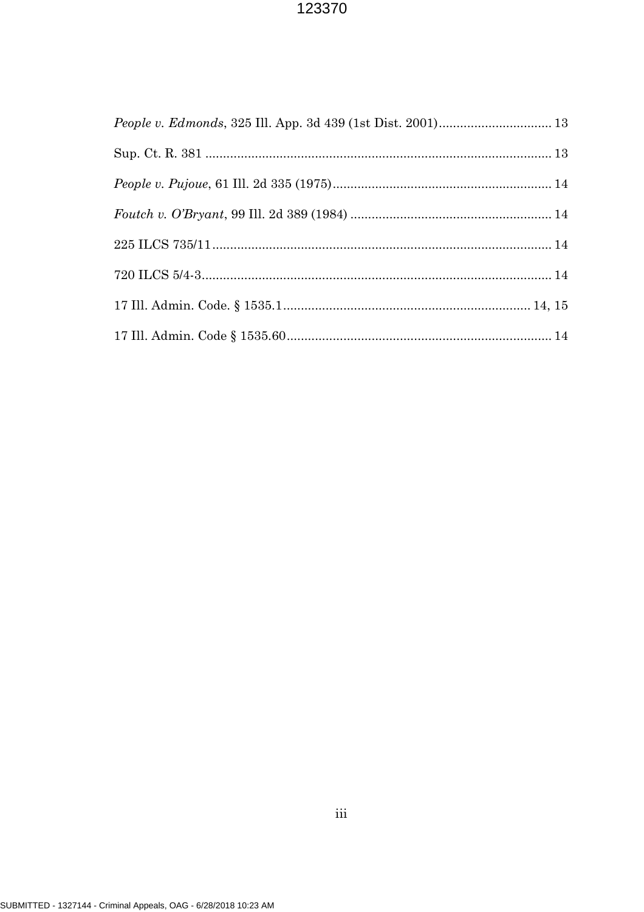*People v. Edmonds*, 325 Ill. App. 3d 439 (1st Dist. 2001)................................ 13

Sup. Ct. R. 381 .................................................................................................. 13

*People v. Pujoue*, 61 Ill. 2d 335 (1975).............................................................. 14

*Foutch v. O'Bryant*, 99 Ill. 2d 389 (1984) ......................................................... 14

225 ILCS 735/11................................................................................................ 14

720 ILCS 5/4-3................................................................................................... 14

17 Ill. Admin. Code. § 1535.1...................................................................... 14, 15

17 Ill. Admin. Code § 1535.60........................................................................... 14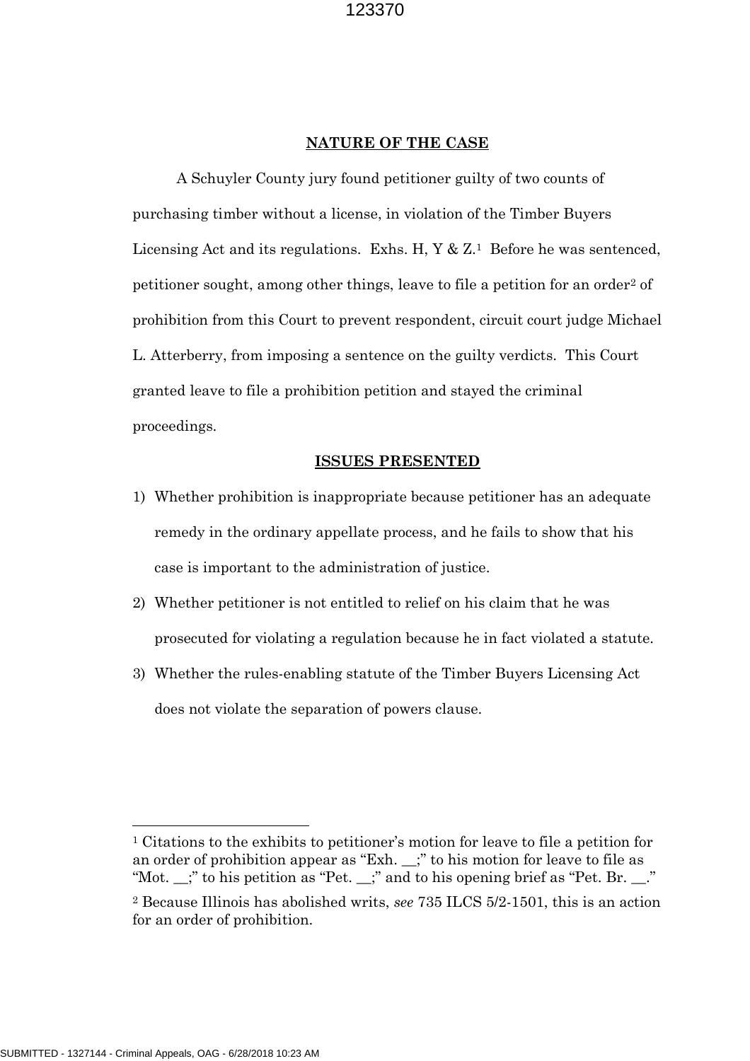## NATURE OF THE CASE

A Schuyler County jury found petitioner guilty of two counts of purchasing timber without a license, in violation of the Timber Buyers Licensing Act and its regulations. Exhs. H, Y & Z.[1] Before he was sentenced, petitioner sought, among other things, leave to file a petition for an order[2] of prohibition from this Court to prevent respondent, circuit court judge Michael L. Atterberry, from imposing a sentence on the guilty verdicts. This Court granted leave to file a prohibition petition and stayed the criminal proceedings.

## ISSUES PRESENTED

1) Whether prohibition is inappropriate because petitioner has an adequate remedy in the ordinary appellate process, and he fails to show that his case is important to the administration of justice.
2) Whether petitioner is not entitled to relief on his claim that he was prosecuted for violating a regulation because he in fact violated a statute.
3) Whether the rules-enabling statute of the Timber Buyers Licensing Act does not violate the separation of powers clause.

---

[1] Citations to the exhibits to petitioner's motion for leave to file a petition for an order of prohibition appear as "Exh. __;" to his motion for leave to file as "Mot. __;" to his petition as "Pet. __;" and to his opening brief as "Pet. Br. __."

[2] Because Illinois has abolished writs, *see* 735 ILCS 5/2-1501, this is an action for an order of prohibition.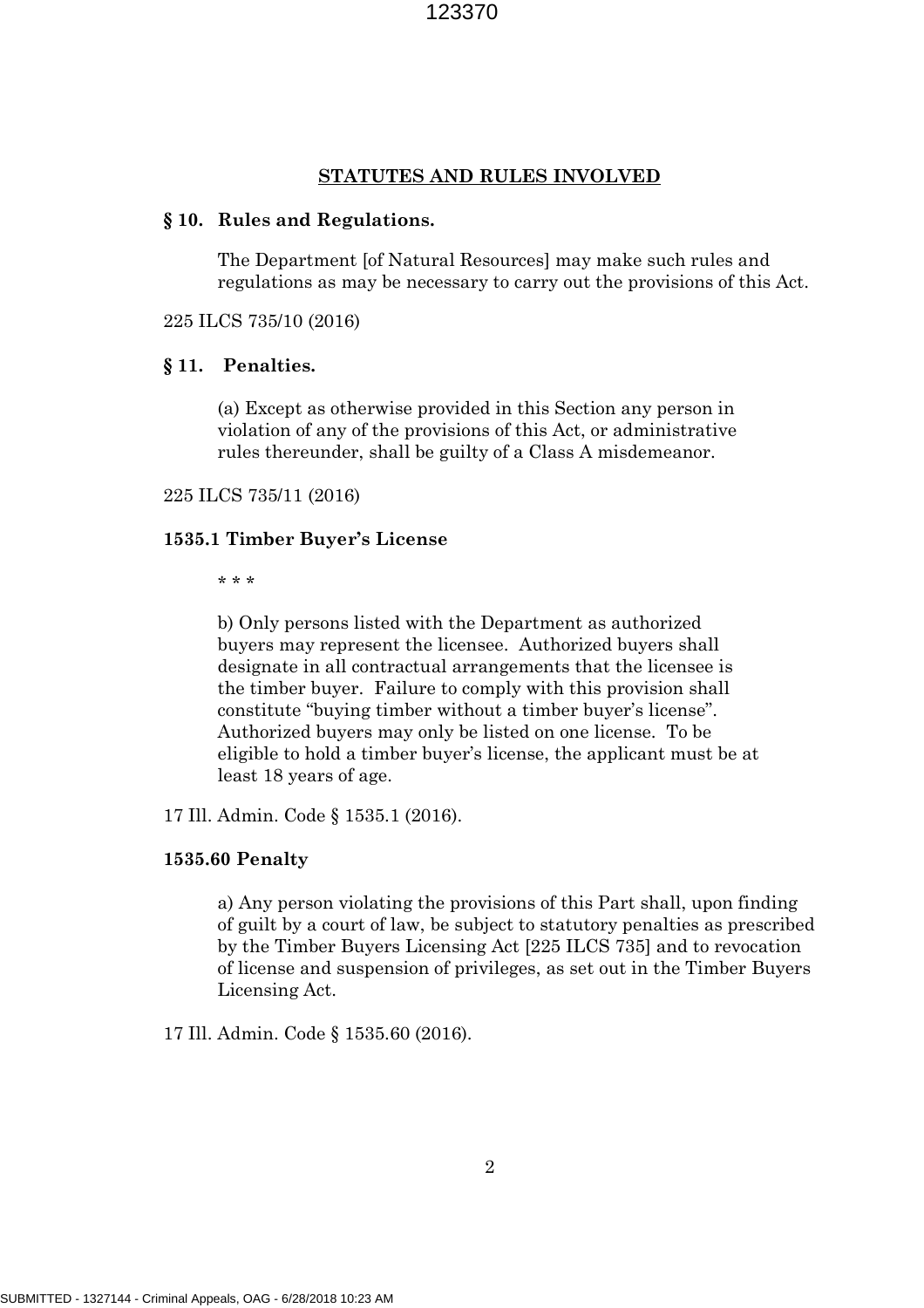## STATUTES AND RULES INVOLVED

**§ 10. Rules and Regulations.**

> The Department [of Natural Resources] may make such rules and regulations as may be necessary to carry out the provisions of this Act.

225 ILCS 735/10 (2016)

**§ 11. Penalties.**

> (a) Except as otherwise provided in this Section any person in violation of any of the provisions of this Act, or administrative rules thereunder, shall be guilty of a Class A misdemeanor.

225 ILCS 735/11 (2016)

**1535.1 Timber Buyer's License**

> * * *
>
> b) Only persons listed with the Department as authorized buyers may represent the licensee. Authorized buyers shall designate in all contractual arrangements that the licensee is the timber buyer. Failure to comply with this provision shall constitute "buying timber without a timber buyer's license". Authorized buyers may only be listed on one license. To be eligible to hold a timber buyer's license, the applicant must be at least 18 years of age.

17 Ill. Admin. Code § 1535.1 (2016).

**1535.60 Penalty**

> a) Any person violating the provisions of this Part shall, upon finding of guilt by a court of law, be subject to statutory penalties as prescribed by the Timber Buyers Licensing Act [225 ILCS 735] and to revocation of license and suspension of privileges, as set out in the Timber Buyers Licensing Act.

17 Ill. Admin. Code § 1535.60 (2016).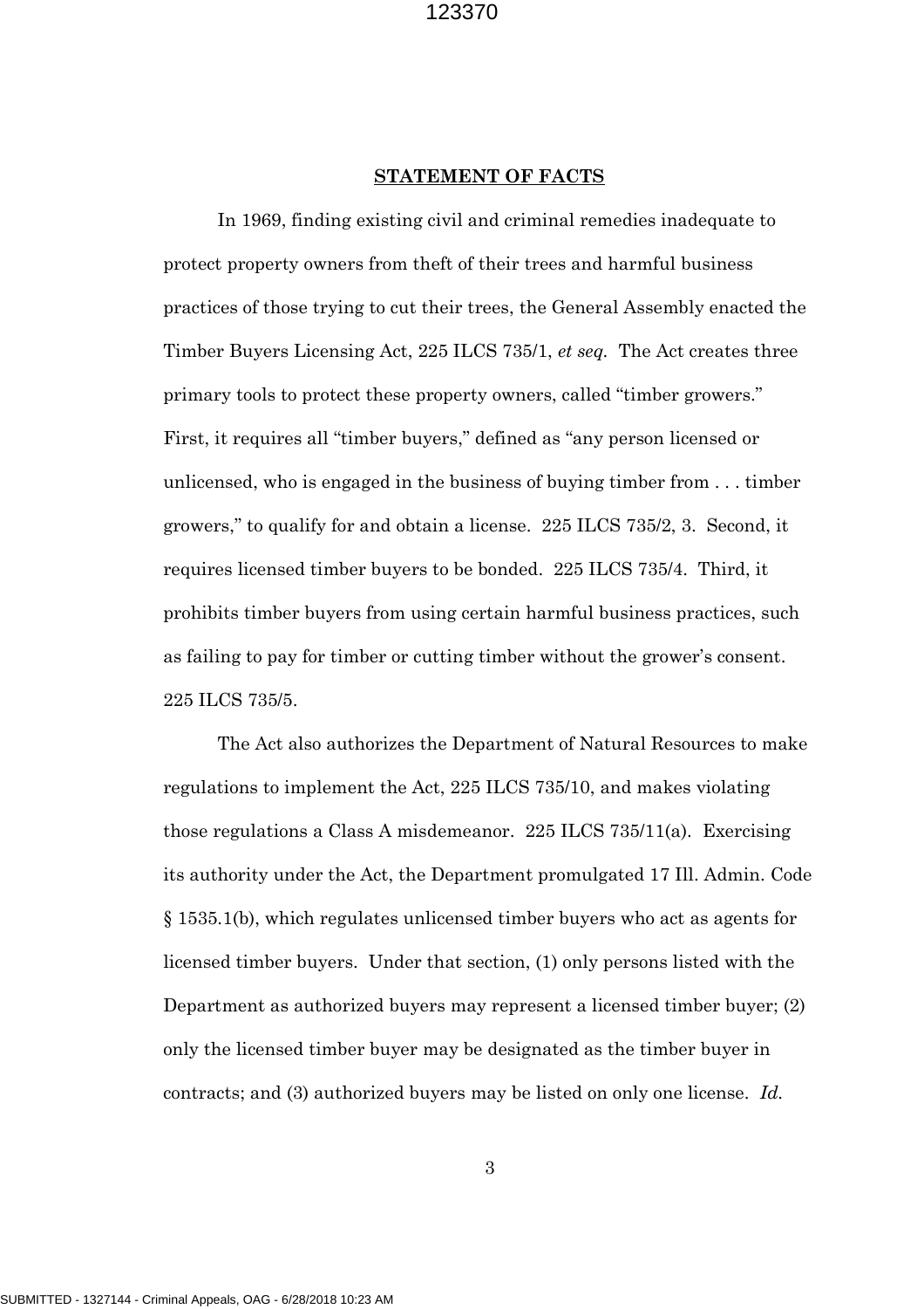**STATEMENT OF FACTS**

In 1969, finding existing civil and criminal remedies inadequate to protect property owners from theft of their trees and harmful business practices of those trying to cut their trees, the General Assembly enacted the Timber Buyers Licensing Act, 225 ILCS 735/1, *et seq.* The Act creates three primary tools to protect these property owners, called "timber growers." First, it requires all "timber buyers," defined as "any person licensed or unlicensed, who is engaged in the business of buying timber from . . . timber growers," to qualify for and obtain a license. 225 ILCS 735/2, 3. Second, it requires licensed timber buyers to be bonded. 225 ILCS 735/4. Third, it prohibits timber buyers from using certain harmful business practices, such as failing to pay for timber or cutting timber without the grower's consent. 225 ILCS 735/5.

The Act also authorizes the Department of Natural Resources to make regulations to implement the Act, 225 ILCS 735/10, and makes violating those regulations a Class A misdemeanor. 225 ILCS 735/11(a). Exercising its authority under the Act, the Department promulgated 17 Ill. Admin. Code § 1535.1(b), which regulates unlicensed timber buyers who act as agents for licensed timber buyers. Under that section, (1) only persons listed with the Department as authorized buyers may represent a licensed timber buyer; (2) only the licensed timber buyer may be designated as the timber buyer in contracts; and (3) authorized buyers may be listed on only one license. *Id.*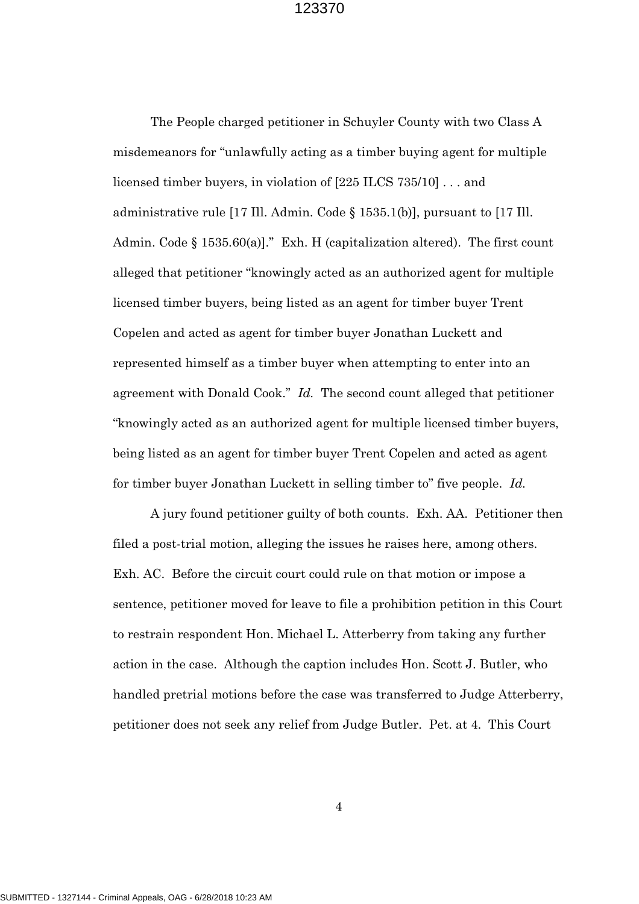The People charged petitioner in Schuyler County with two Class A misdemeanors for "unlawfully acting as a timber buying agent for multiple licensed timber buyers, in violation of [225 ILCS 735/10] . . . and administrative rule [17 Ill. Admin. Code § 1535.1(b)], pursuant to [17 Ill. Admin. Code § 1535.60(a)]." Exh. H (capitalization altered). The first count alleged that petitioner "knowingly acted as an authorized agent for multiple licensed timber buyers, being listed as an agent for timber buyer Trent Copelen and acted as agent for timber buyer Jonathan Luckett and represented himself as a timber buyer when attempting to enter into an agreement with Donald Cook." *Id.* The second count alleged that petitioner "knowingly acted as an authorized agent for multiple licensed timber buyers, being listed as an agent for timber buyer Trent Copelen and acted as agent for timber buyer Jonathan Luckett in selling timber to" five people. *Id.*

A jury found petitioner guilty of both counts. Exh. AA. Petitioner then filed a post-trial motion, alleging the issues he raises here, among others. Exh. AC. Before the circuit court could rule on that motion or impose a sentence, petitioner moved for leave to file a prohibition petition in this Court to restrain respondent Hon. Michael L. Atterberry from taking any further action in the case. Although the caption includes Hon. Scott J. Butler, who handled pretrial motions before the case was transferred to Judge Atterberry, petitioner does not seek any relief from Judge Butler. Pet. at 4. This Court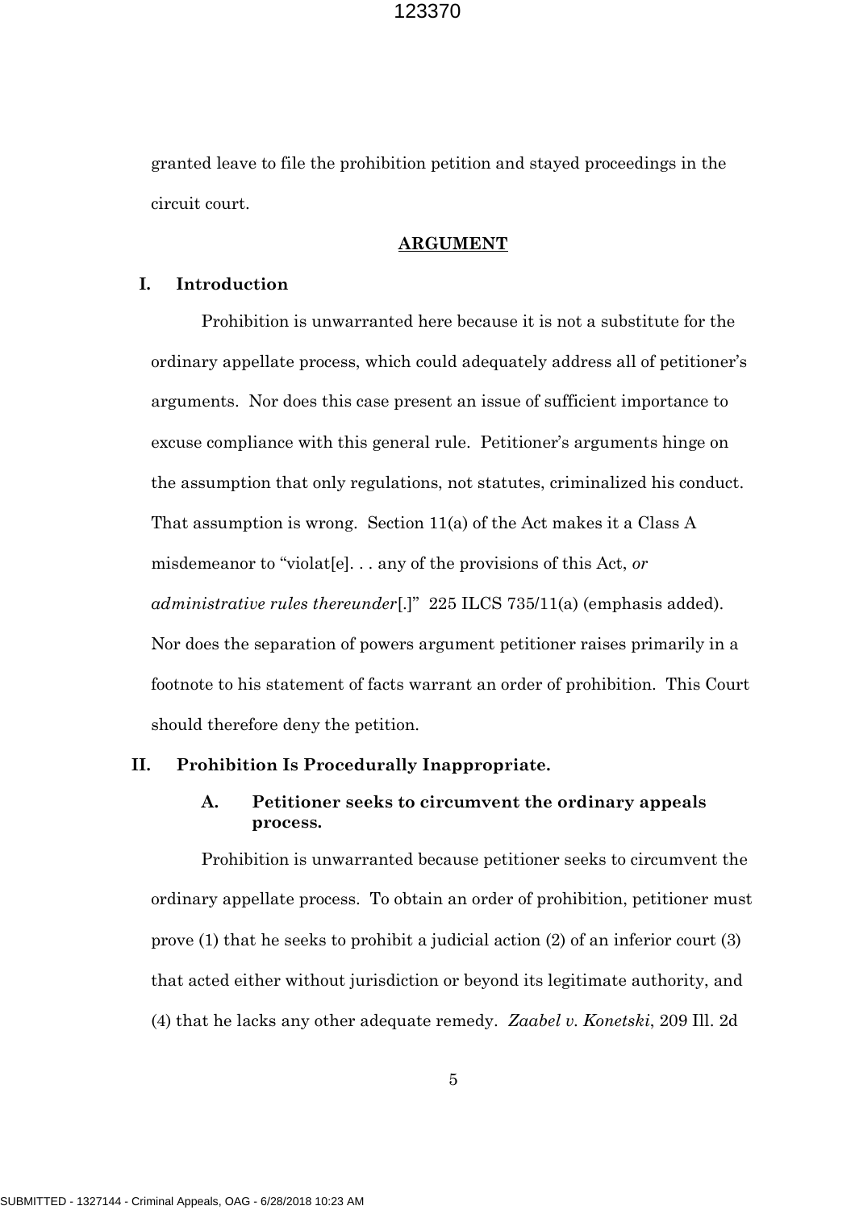granted leave to file the prohibition petition and stayed proceedings in the circuit court.

## ARGUMENT

### I. Introduction

Prohibition is unwarranted here because it is not a substitute for the ordinary appellate process, which could adequately address all of petitioner's arguments. Nor does this case present an issue of sufficient importance to excuse compliance with this general rule. Petitioner's arguments hinge on the assumption that only regulations, not statutes, criminalized his conduct. That assumption is wrong. Section 11(a) of the Act makes it a Class A misdemeanor to "violat[e]. . . any of the provisions of this Act, *or administrative rules thereunder*[.]" 225 ILCS 735/11(a) (emphasis added). Nor does the separation of powers argument petitioner raises primarily in a footnote to his statement of facts warrant an order of prohibition. This Court should therefore deny the petition.

### II. Prohibition Is Procedurally Inappropriate.

#### A. Petitioner seeks to circumvent the ordinary appeals process.

Prohibition is unwarranted because petitioner seeks to circumvent the ordinary appellate process. To obtain an order of prohibition, petitioner must prove (1) that he seeks to prohibit a judicial action (2) of an inferior court (3) that acted either without jurisdiction or beyond its legitimate authority, and (4) that he lacks any other adequate remedy. *Zaabel v. Konetski*, 209 Ill. 2d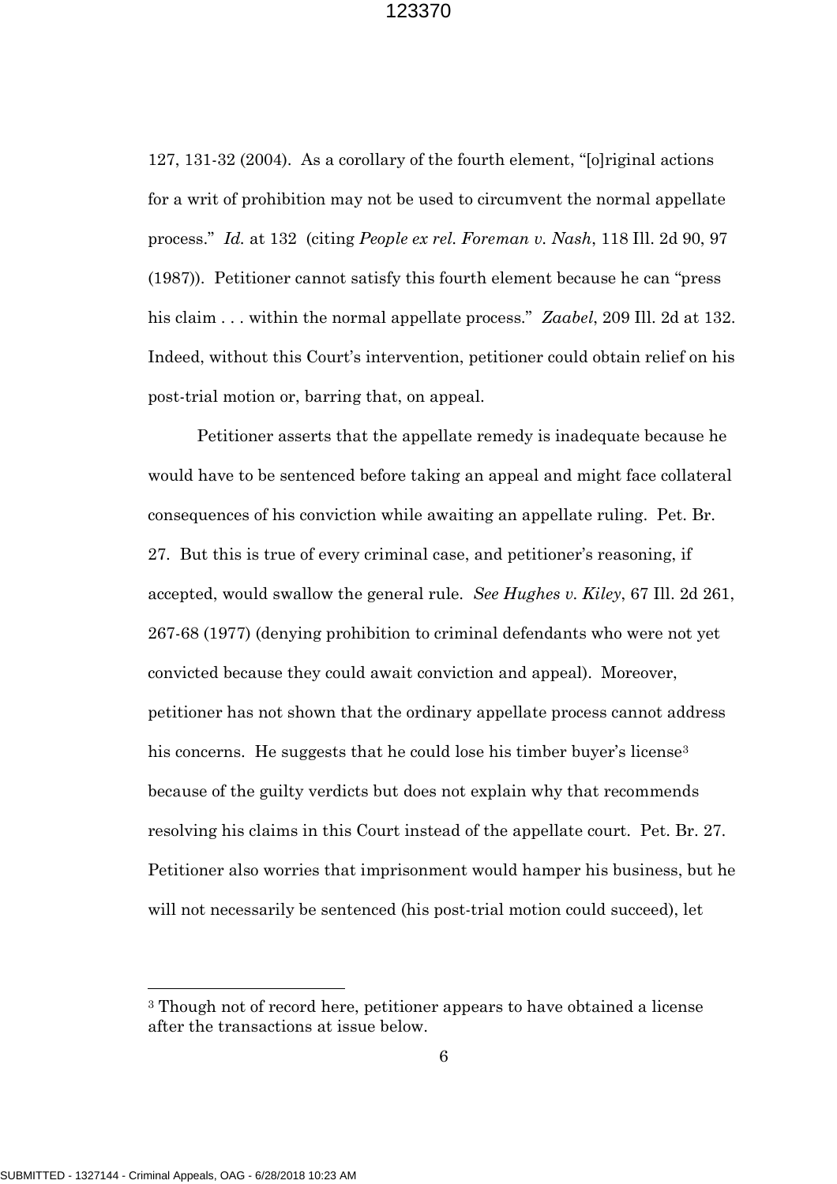127, 131-32 (2004). As a corollary of the fourth element, "[o]riginal actions for a writ of prohibition may not be used to circumvent the normal appellate process." *Id.* at 132 (citing *People ex rel. Foreman v. Nash*, 118 Ill. 2d 90, 97 (1987)). Petitioner cannot satisfy this fourth element because he can "press his claim . . . within the normal appellate process." *Zaabel*, 209 Ill. 2d at 132. Indeed, without this Court's intervention, petitioner could obtain relief on his post-trial motion or, barring that, on appeal.

Petitioner asserts that the appellate remedy is inadequate because he would have to be sentenced before taking an appeal and might face collateral consequences of his conviction while awaiting an appellate ruling. Pet. Br. 27. But this is true of every criminal case, and petitioner's reasoning, if accepted, would swallow the general rule. *See Hughes v. Kiley*, 67 Ill. 2d 261, 267-68 (1977) (denying prohibition to criminal defendants who were not yet convicted because they could await conviction and appeal). Moreover, petitioner has not shown that the ordinary appellate process cannot address his concerns. He suggests that he could lose his timber buyer's license[3] because of the guilty verdicts but does not explain why that recommends resolving his claims in this Court instead of the appellate court. Pet. Br. 27. Petitioner also worries that imprisonment would hamper his business, but he will not necessarily be sentenced (his post-trial motion could succeed), let

[3] Though not of record here, petitioner appears to have obtained a license after the transactions at issue below.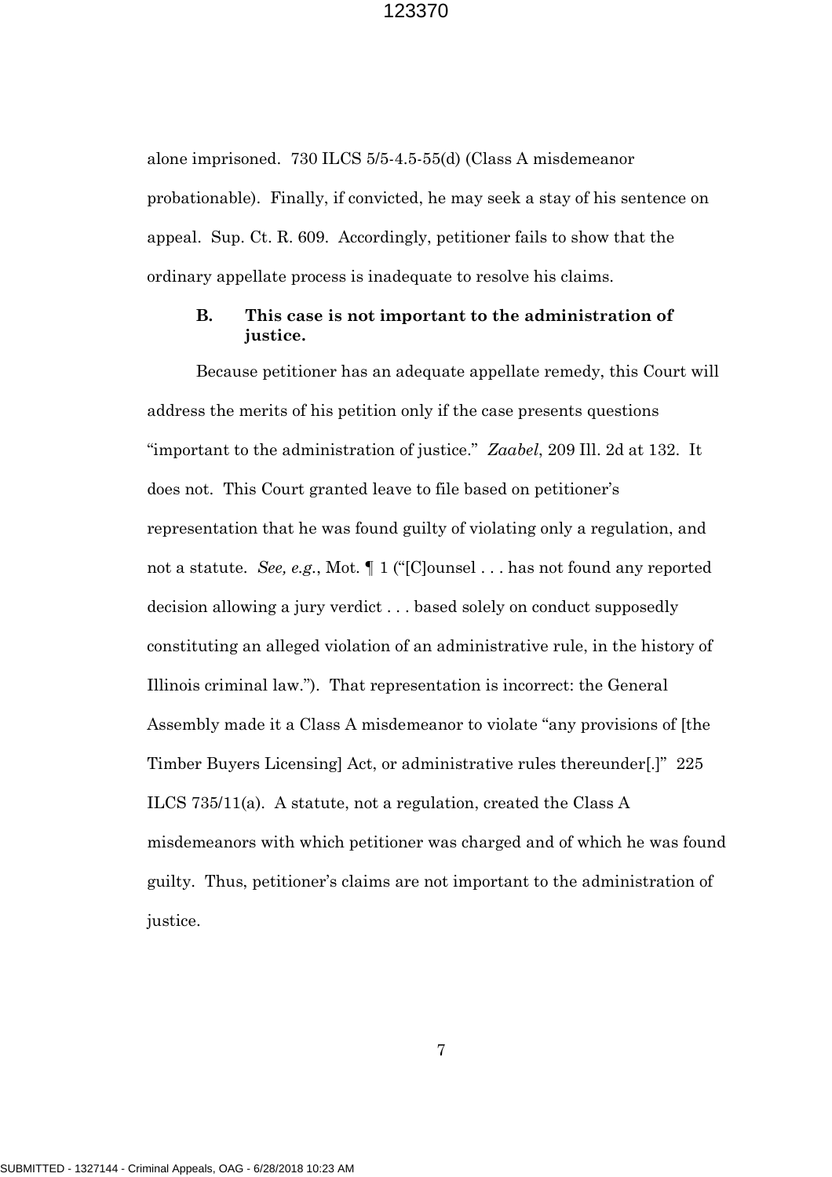alone imprisoned. 730 ILCS 5/5-4.5-55(d) (Class A misdemeanor probationable). Finally, if convicted, he may seek a stay of his sentence on appeal. Sup. Ct. R. 609. Accordingly, petitioner fails to show that the ordinary appellate process is inadequate to resolve his claims.

### B. This case is not important to the administration of justice.

Because petitioner has an adequate appellate remedy, this Court will address the merits of his petition only if the case presents questions "important to the administration of justice." *Zaabel*, 209 Ill. 2d at 132. It does not. This Court granted leave to file based on petitioner's representation that he was found guilty of violating only a regulation, and not a statute. *See, e.g.*, Mot. ¶ 1 ("[C]ounsel . . . has not found any reported decision allowing a jury verdict . . . based solely on conduct supposedly constituting an alleged violation of an administrative rule, in the history of Illinois criminal law."). That representation is incorrect: the General Assembly made it a Class A misdemeanor to violate "any provisions of [the Timber Buyers Licensing] Act, or administrative rules thereunder[.]" 225 ILCS 735/11(a). A statute, not a regulation, created the Class A misdemeanors with which petitioner was charged and of which he was found guilty. Thus, petitioner's claims are not important to the administration of justice.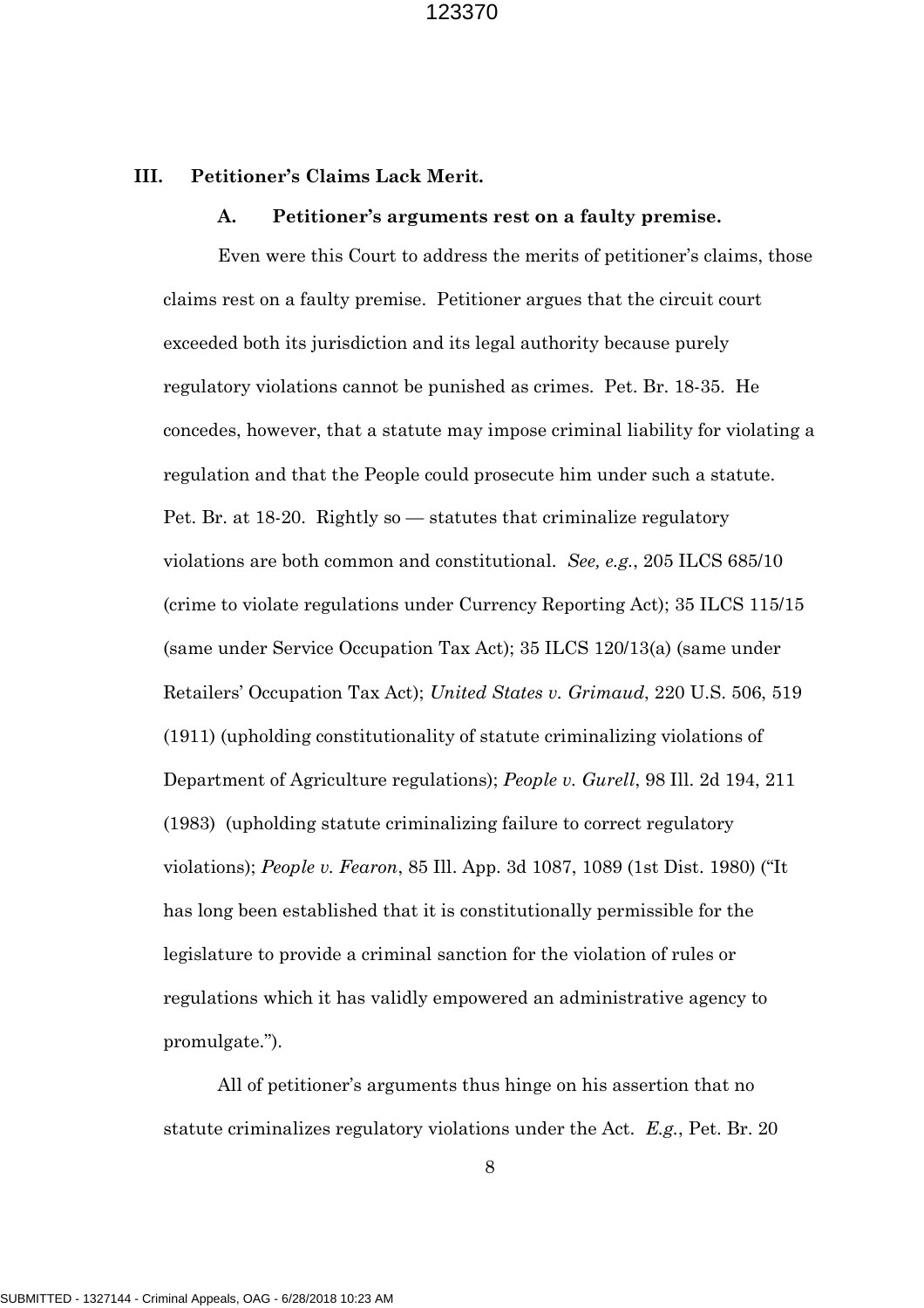## III. Petitioner's Claims Lack Merit.

### A. Petitioner's arguments rest on a faulty premise.

Even were this Court to address the merits of petitioner's claims, those claims rest on a faulty premise. Petitioner argues that the circuit court exceeded both its jurisdiction and its legal authority because purely regulatory violations cannot be punished as crimes. Pet. Br. 18-35. He concedes, however, that a statute may impose criminal liability for violating a regulation and that the People could prosecute him under such a statute. Pet. Br. at 18-20. Rightly so — statutes that criminalize regulatory violations are both common and constitutional. *See, e.g.*, 205 ILCS 685/10 (crime to violate regulations under Currency Reporting Act); 35 ILCS 115/15 (same under Service Occupation Tax Act); 35 ILCS 120/13(a) (same under Retailers' Occupation Tax Act); *United States v. Grimaud*, 220 U.S. 506, 519 (1911) (upholding constitutionality of statute criminalizing violations of Department of Agriculture regulations); *People v. Gurell*, 98 Ill. 2d 194, 211 (1983) (upholding statute criminalizing failure to correct regulatory violations); *People v. Fearon*, 85 Ill. App. 3d 1087, 1089 (1st Dist. 1980) ("It has long been established that it is constitutionally permissible for the legislature to provide a criminal sanction for the violation of rules or regulations which it has validly empowered an administrative agency to promulgate.").

All of petitioner's arguments thus hinge on his assertion that no statute criminalizes regulatory violations under the Act. *E.g.*, Pet. Br. 20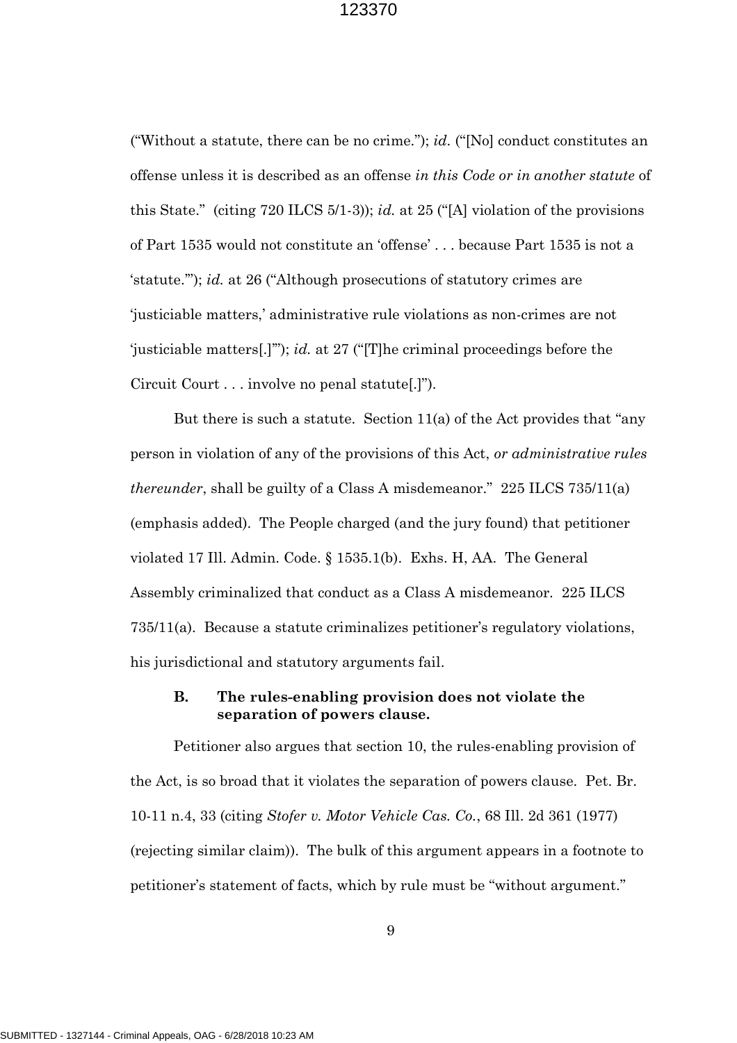("Without a statute, there can be no crime."); *id.* ("[No] conduct constitutes an offense unless it is described as an offense *in this Code or in another statute* of this State." (citing 720 ILCS 5/1-3)); *id.* at 25 ("[A] violation of the provisions of Part 1535 would not constitute an 'offense' . . . because Part 1535 is not a 'statute.'"); *id.* at 26 ("Although prosecutions of statutory crimes are 'justiciable matters,' administrative rule violations as non-crimes are not 'justiciable matters[.]'"); *id.* at 27 ("[T]he criminal proceedings before the Circuit Court . . . involve no penal statute[.]").

But there is such a statute. Section 11(a) of the Act provides that "any person in violation of any of the provisions of this Act, *or administrative rules thereunder*, shall be guilty of a Class A misdemeanor." 225 ILCS 735/11(a) (emphasis added). The People charged (and the jury found) that petitioner violated 17 Ill. Admin. Code. § 1535.1(b). Exhs. H, AA. The General Assembly criminalized that conduct as a Class A misdemeanor. 225 ILCS 735/11(a). Because a statute criminalizes petitioner's regulatory violations, his jurisdictional and statutory arguments fail.

### B. The rules-enabling provision does not violate the separation of powers clause.

Petitioner also argues that section 10, the rules-enabling provision of the Act, is so broad that it violates the separation of powers clause. Pet. Br. 10-11 n.4, 33 (citing *Stofer v. Motor Vehicle Cas. Co.*, 68 Ill. 2d 361 (1977) (rejecting similar claim)). The bulk of this argument appears in a footnote to petitioner's statement of facts, which by rule must be "without argument."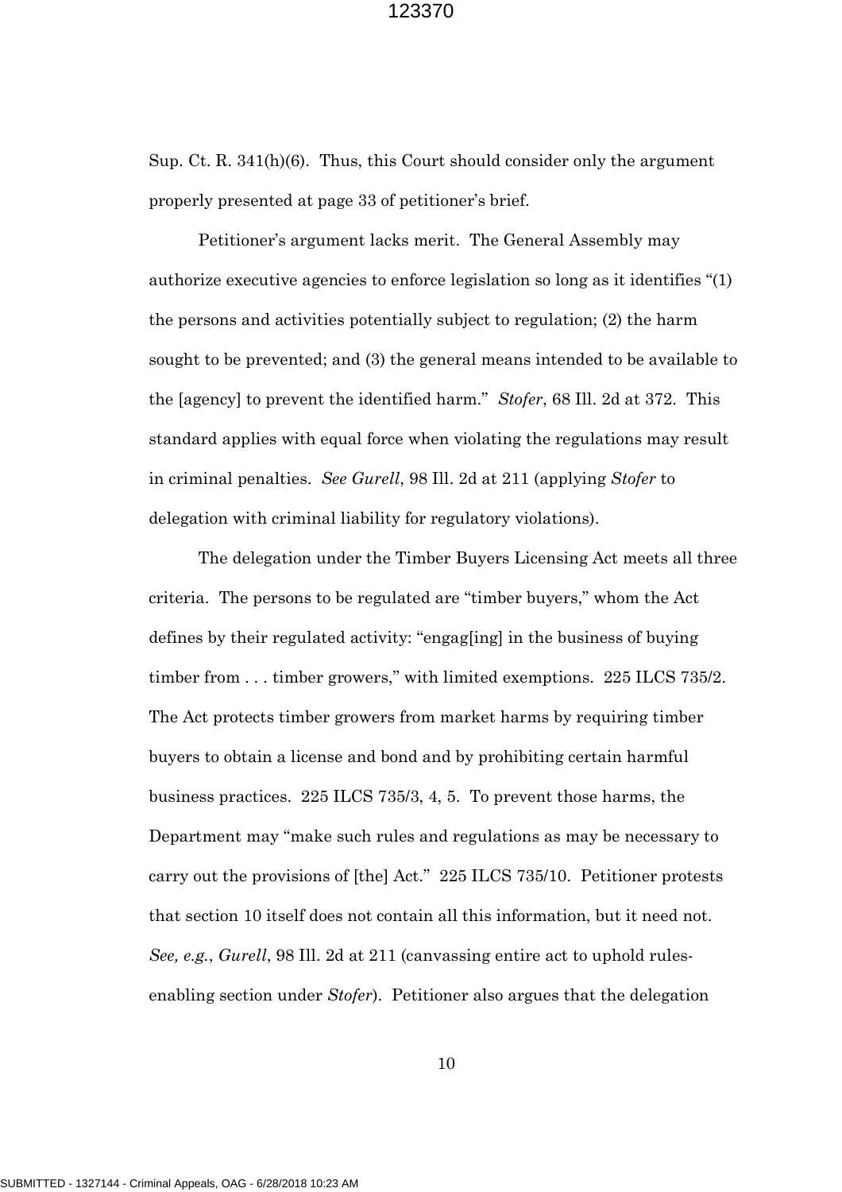Sup. Ct. R. 341(h)(6). Thus, this Court should consider only the argument properly presented at page 33 of petitioner's brief.

Petitioner's argument lacks merit. The General Assembly may authorize executive agencies to enforce legislation so long as it identifies "(1) the persons and activities potentially subject to regulation; (2) the harm sought to be prevented; and (3) the general means intended to be available to the [agency] to prevent the identified harm." *Stofer*, 68 Ill. 2d at 372. This standard applies with equal force when violating the regulations may result in criminal penalties. *See Gurell*, 98 Ill. 2d at 211 (applying *Stofer* to delegation with criminal liability for regulatory violations).

The delegation under the Timber Buyers Licensing Act meets all three criteria. The persons to be regulated are "timber buyers," whom the Act defines by their regulated activity: "engag[ing] in the business of buying timber from . . . timber growers," with limited exemptions. 225 ILCS 735/2. The Act protects timber growers from market harms by requiring timber buyers to obtain a license and bond and by prohibiting certain harmful business practices. 225 ILCS 735/3, 4, 5. To prevent those harms, the Department may "make such rules and regulations as may be necessary to carry out the provisions of [the] Act." 225 ILCS 735/10. Petitioner protests that section 10 itself does not contain all this information, but it need not. *See, e.g.*, *Gurell*, 98 Ill. 2d at 211 (canvassing entire act to uphold rules-enabling section under *Stofer*). Petitioner also argues that the delegation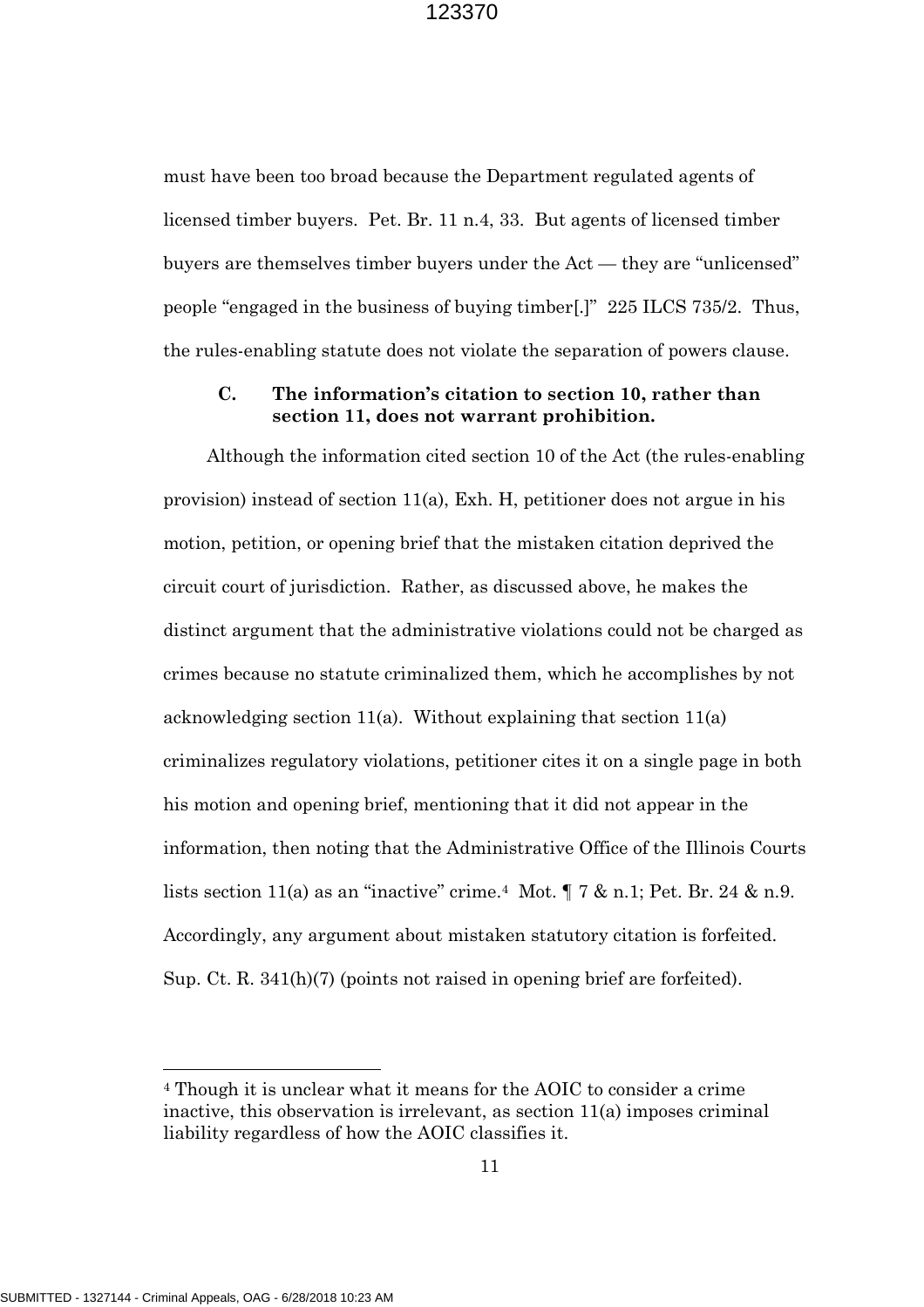must have been too broad because the Department regulated agents of licensed timber buyers. Pet. Br. 11 n.4, 33. But agents of licensed timber buyers are themselves timber buyers under the Act — they are "unlicensed" people "engaged in the business of buying timber[.]" 225 ILCS 735/2. Thus, the rules-enabling statute does not violate the separation of powers clause.

### C. The information's citation to section 10, rather than section 11, does not warrant prohibition.

Although the information cited section 10 of the Act (the rules-enabling provision) instead of section 11(a), Exh. H, petitioner does not argue in his motion, petition, or opening brief that the mistaken citation deprived the circuit court of jurisdiction. Rather, as discussed above, he makes the distinct argument that the administrative violations could not be charged as crimes because no statute criminalized them, which he accomplishes by not acknowledging section 11(a). Without explaining that section 11(a) criminalizes regulatory violations, petitioner cites it on a single page in both his motion and opening brief, mentioning that it did not appear in the information, then noting that the Administrative Office of the Illinois Courts lists section 11(a) as an "inactive" crime.[4] Mot. ¶ 7 & n.1; Pet. Br. 24 & n.9. Accordingly, any argument about mistaken statutory citation is forfeited. Sup. Ct. R. 341(h)(7) (points not raised in opening brief are forfeited).

---

[4] Though it is unclear what it means for the AOIC to consider a crime inactive, this observation is irrelevant, as section 11(a) imposes criminal liability regardless of how the AOIC classifies it.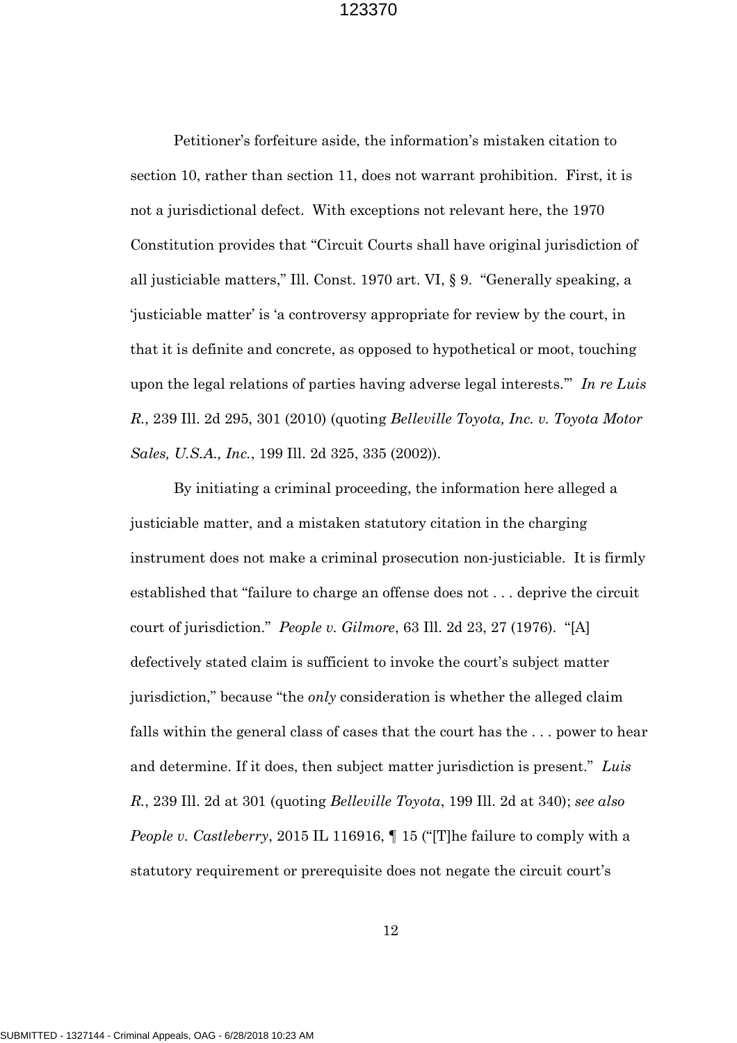Petitioner's forfeiture aside, the information's mistaken citation to section 10, rather than section 11, does not warrant prohibition. First, it is not a jurisdictional defect. With exceptions not relevant here, the 1970 Constitution provides that "Circuit Courts shall have original jurisdiction of all justiciable matters," Ill. Const. 1970 art. VI, § 9. "Generally speaking, a 'justiciable matter' is 'a controversy appropriate for review by the court, in that it is definite and concrete, as opposed to hypothetical or moot, touching upon the legal relations of parties having adverse legal interests.'" *In re Luis R.*, 239 Ill. 2d 295, 301 (2010) (quoting *Belleville Toyota, Inc. v. Toyota Motor Sales, U.S.A., Inc.*, 199 Ill. 2d 325, 335 (2002)).

By initiating a criminal proceeding, the information here alleged a justiciable matter, and a mistaken statutory citation in the charging instrument does not make a criminal prosecution non-justiciable. It is firmly established that "failure to charge an offense does not . . . deprive the circuit court of jurisdiction." *People v. Gilmore*, 63 Ill. 2d 23, 27 (1976). "[A] defectively stated claim is sufficient to invoke the court's subject matter jurisdiction," because "the *only* consideration is whether the alleged claim falls within the general class of cases that the court has the . . . power to hear and determine. If it does, then subject matter jurisdiction is present." *Luis R.*, 239 Ill. 2d at 301 (quoting *Belleville Toyota*, 199 Ill. 2d at 340); *see also People v. Castleberry*, 2015 IL 116916, ¶ 15 ("[T]he failure to comply with a statutory requirement or prerequisite does not negate the circuit court's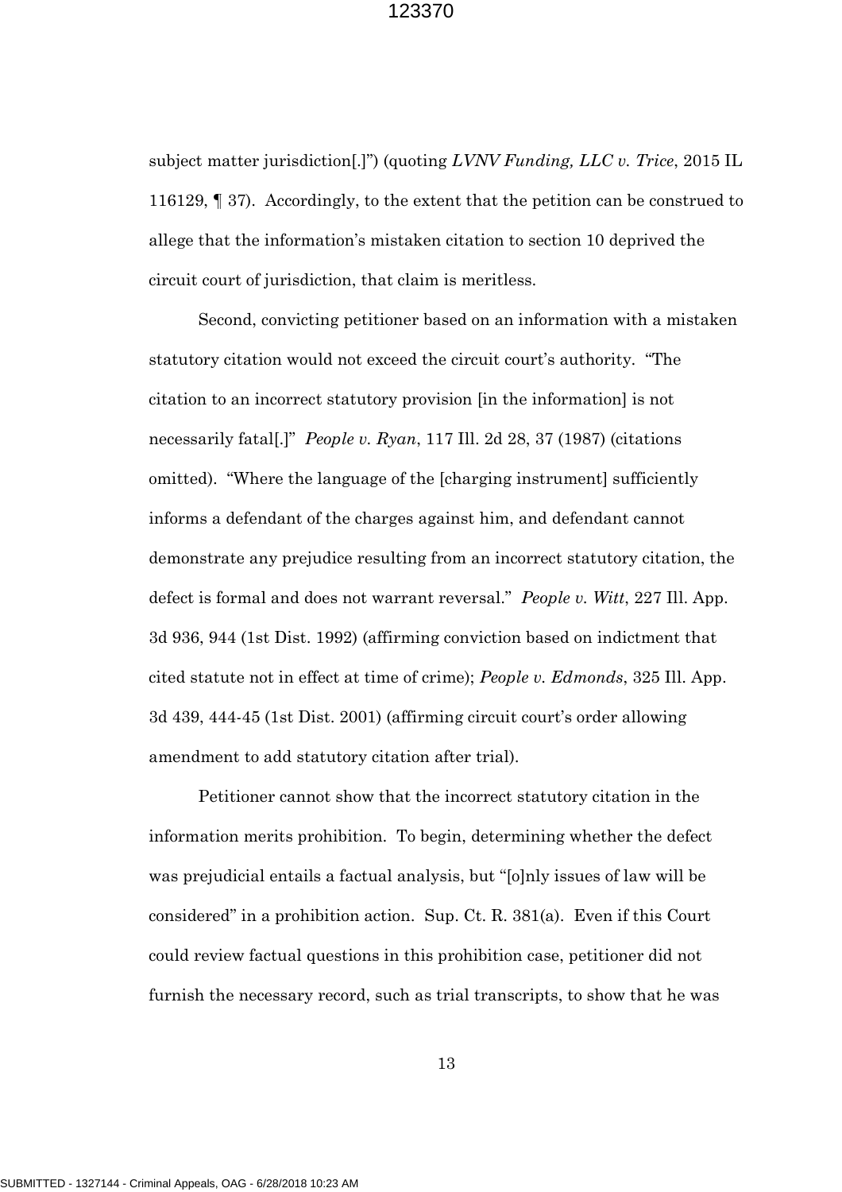subject matter jurisdiction[.]") (quoting *LVNV Funding, LLC v. Trice*, 2015 IL 116129, ¶ 37). Accordingly, to the extent that the petition can be construed to allege that the information's mistaken citation to section 10 deprived the circuit court of jurisdiction, that claim is meritless.

Second, convicting petitioner based on an information with a mistaken statutory citation would not exceed the circuit court's authority. "The citation to an incorrect statutory provision [in the information] is not necessarily fatal[.]" *People v. Ryan*, 117 Ill. 2d 28, 37 (1987) (citations omitted). "Where the language of the [charging instrument] sufficiently informs a defendant of the charges against him, and defendant cannot demonstrate any prejudice resulting from an incorrect statutory citation, the defect is formal and does not warrant reversal." *People v. Witt*, 227 Ill. App. 3d 936, 944 (1st Dist. 1992) (affirming conviction based on indictment that cited statute not in effect at time of crime); *People v. Edmonds*, 325 Ill. App. 3d 439, 444-45 (1st Dist. 2001) (affirming circuit court's order allowing amendment to add statutory citation after trial).

Petitioner cannot show that the incorrect statutory citation in the information merits prohibition. To begin, determining whether the defect was prejudicial entails a factual analysis, but "[o]nly issues of law will be considered" in a prohibition action. Sup. Ct. R. 381(a). Even if this Court could review factual questions in this prohibition case, petitioner did not furnish the necessary record, such as trial transcripts, to show that he was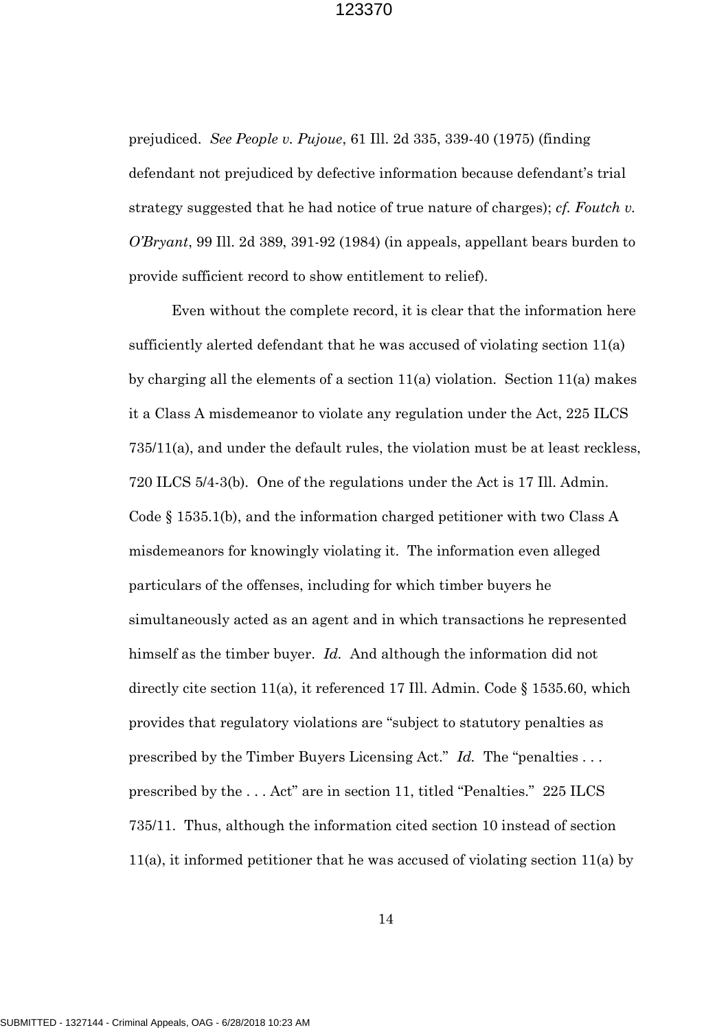prejudiced. *See People v. Pujoue*, 61 Ill. 2d 335, 339-40 (1975) (finding defendant not prejudiced by defective information because defendant's trial strategy suggested that he had notice of true nature of charges); *cf. Foutch v. O'Bryant*, 99 Ill. 2d 389, 391-92 (1984) (in appeals, appellant bears burden to provide sufficient record to show entitlement to relief).

Even without the complete record, it is clear that the information here sufficiently alerted defendant that he was accused of violating section 11(a) by charging all the elements of a section 11(a) violation. Section 11(a) makes it a Class A misdemeanor to violate any regulation under the Act, 225 ILCS 735/11(a), and under the default rules, the violation must be at least reckless, 720 ILCS 5/4-3(b). One of the regulations under the Act is 17 Ill. Admin. Code § 1535.1(b), and the information charged petitioner with two Class A misdemeanors for knowingly violating it. The information even alleged particulars of the offenses, including for which timber buyers he simultaneously acted as an agent and in which transactions he represented himself as the timber buyer. *Id.* And although the information did not directly cite section 11(a), it referenced 17 Ill. Admin. Code § 1535.60, which provides that regulatory violations are "subject to statutory penalties as prescribed by the Timber Buyers Licensing Act." *Id.* The "penalties . . . prescribed by the . . . Act" are in section 11, titled "Penalties." 225 ILCS 735/11. Thus, although the information cited section 10 instead of section 11(a), it informed petitioner that he was accused of violating section 11(a) by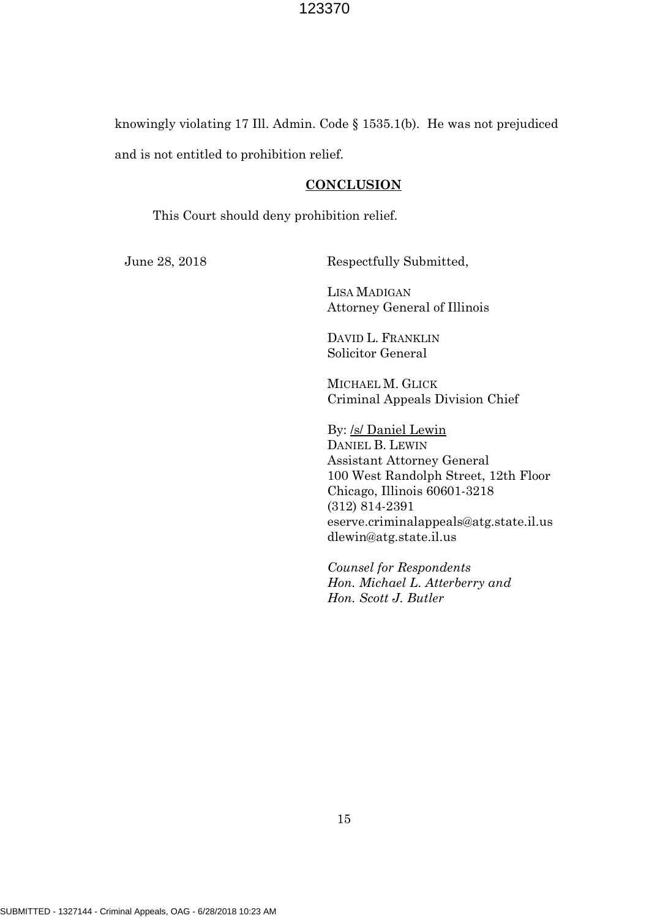knowingly violating 17 Ill. Admin. Code § 1535.1(b). He was not prejudiced and is not entitled to prohibition relief.

## **CONCLUSION**

This Court should deny prohibition relief.

June 28, 2018

Respectfully Submitted,

LISA MADIGAN
Attorney General of Illinois

DAVID L. FRANKLIN
Solicitor General

MICHAEL M. GLICK
Criminal Appeals Division Chief

By: /s/ Daniel Lewin
DANIEL B. LEWIN
Assistant Attorney General
100 West Randolph Street, 12th Floor
Chicago, Illinois 60601-3218
(312) 814-2391
eserve.criminalappeals@atg.state.il.us
dlewin@atg.state.il.us

*Counsel for Respondents*
*Hon. Michael L. Atterberry and*
*Hon. Scott J. Butler*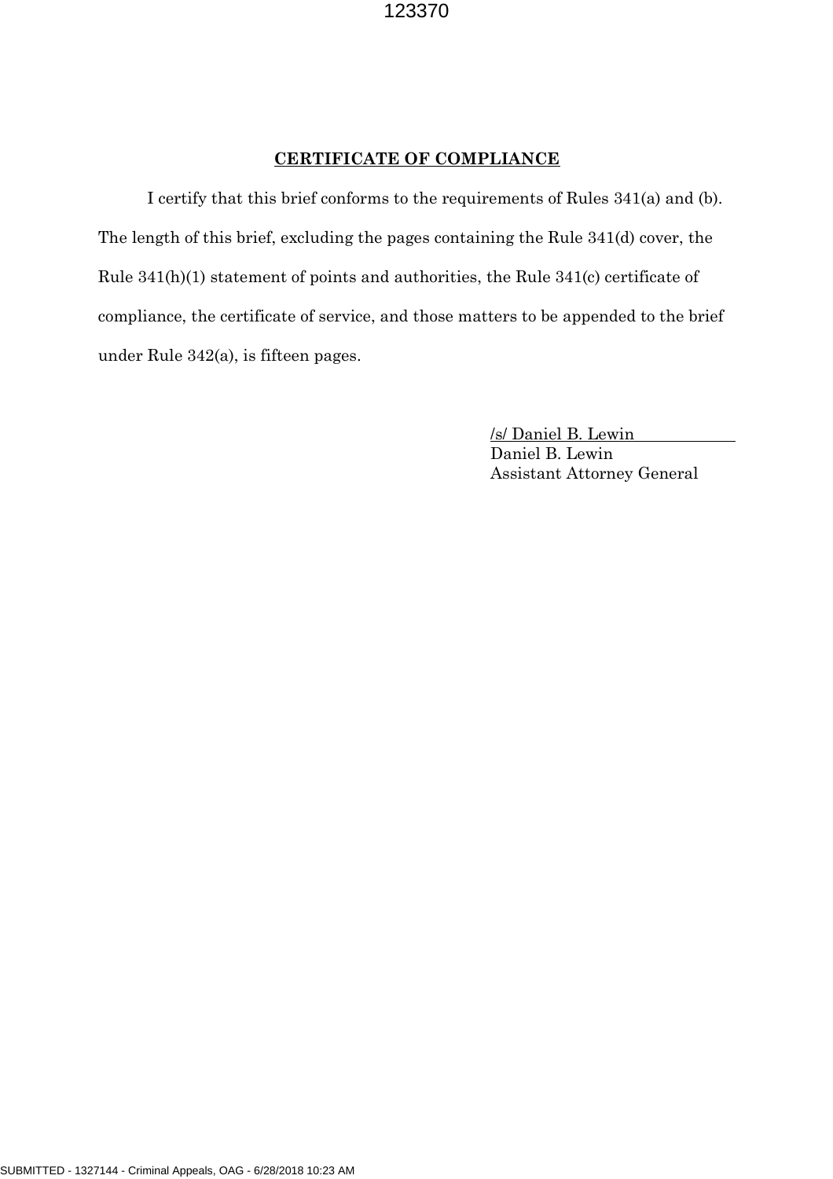## **CERTIFICATE OF COMPLIANCE**

I certify that this brief conforms to the requirements of Rules 341(a) and (b). The length of this brief, excluding the pages containing the Rule 341(d) cover, the Rule 341(h)(1) statement of points and authorities, the Rule 341(c) certificate of compliance, the certificate of service, and those matters to be appended to the brief under Rule 342(a), is fifteen pages.

/s/ Daniel B. Lewin
Daniel B. Lewin
Assistant Attorney General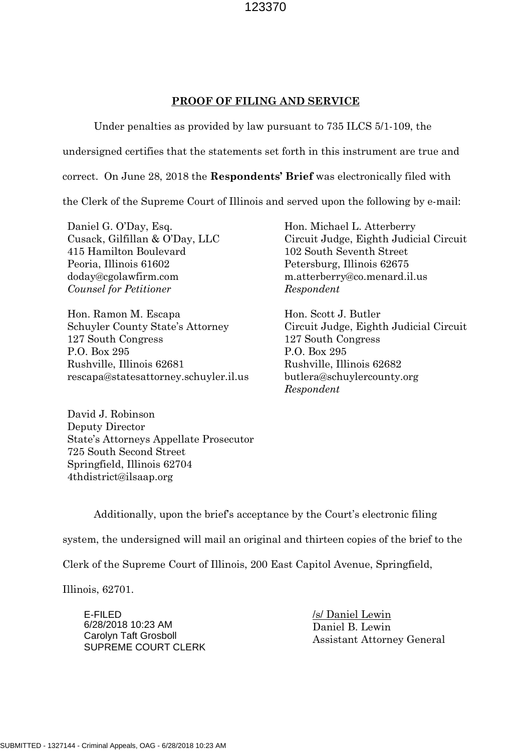**PROOF OF FILING AND SERVICE**

Under penalties as provided by law pursuant to 735 ILCS 5/1-109, the undersigned certifies that the statements set forth in this instrument are true and correct. On June 28, 2018 the **Respondents' Brief** was electronically filed with the Clerk of the Supreme Court of Illinois and served upon the following by e-mail:

Daniel G. O'Day, Esq.
Cusack, Gilfillan & O'Day, LLC
415 Hamilton Boulevard
Peoria, Illinois 61602
doday@cgolawfirm.com
*Counsel for Petitioner*

Hon. Michael L. Atterberry
Circuit Judge, Eighth Judicial Circuit
102 South Seventh Street
Petersburg, Illinois 62675
m.atterberry@co.menard.il.us
*Respondent*

Hon. Ramon M. Escapa
Schuyler County State's Attorney
127 South Congress
P.O. Box 295
Rushville, Illinois 62681
rescapa@statesattorney.schuyler.il.us

Hon. Scott J. Butler
Circuit Judge, Eighth Judicial Circuit
127 South Congress
P.O. Box 295
Rushville, Illinois 62682
butlera@schuylercounty.org
*Respondent*

David J. Robinson
Deputy Director
State's Attorneys Appellate Prosecutor
725 South Second Street
Springfield, Illinois 62704
4thdistrict@ilsaap.org

Additionally, upon the brief's acceptance by the Court's electronic filing system, the undersigned will mail an original and thirteen copies of the brief to the Clerk of the Supreme Court of Illinois, 200 East Capitol Avenue, Springfield, Illinois, 62701.

E-FILED
6/28/2018 10:23 AM
Carolyn Taft Grosboll
SUPREME COURT CLERK

/s/ Daniel Lewin
Daniel B. Lewin
Assistant Attorney General